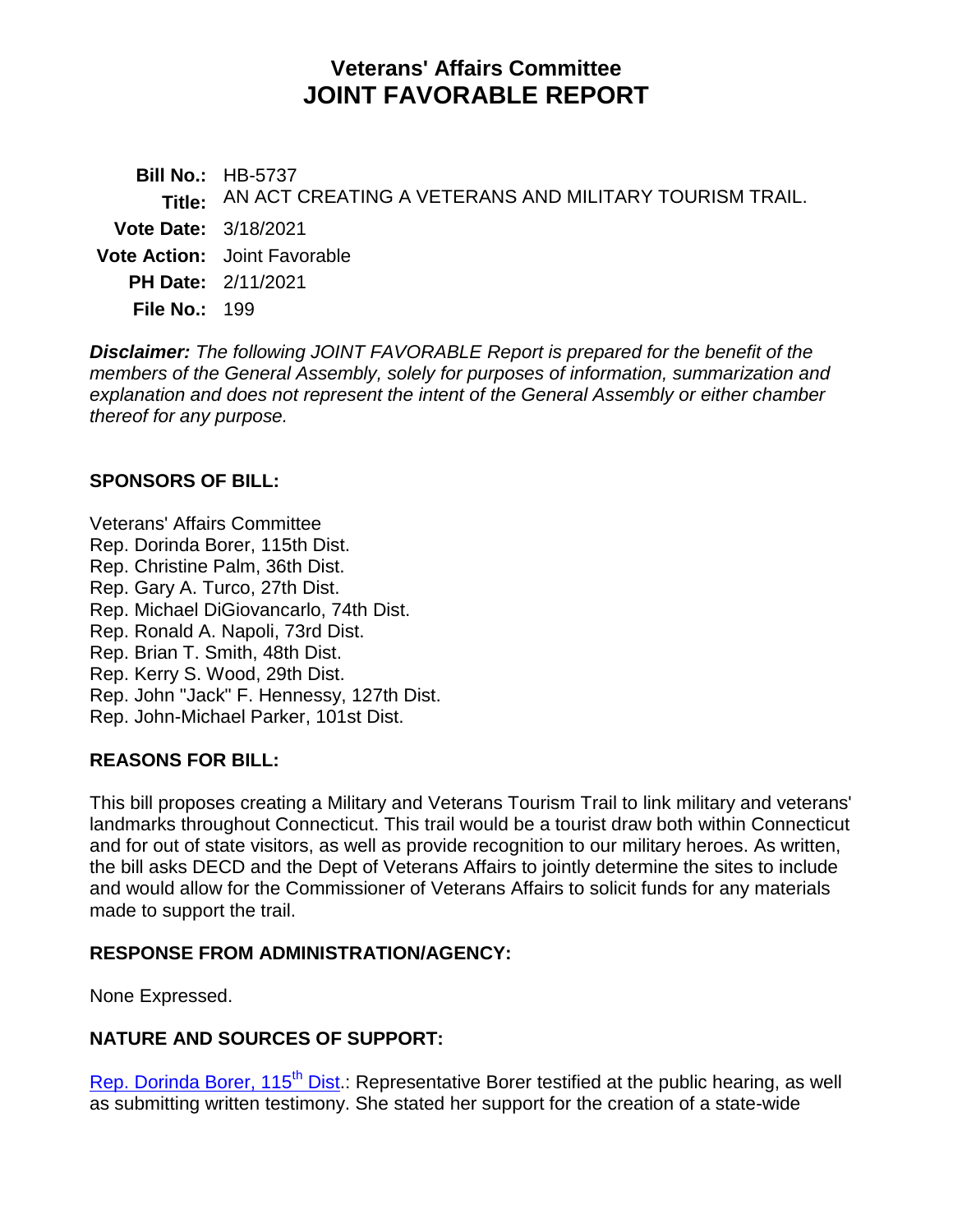# Veterans' Affairs Committee
# JOINT FAVORABLE REPORT

**Bill No.:** HB-5737
**Title:** AN ACT CREATING A VETERANS AND MILITARY TOURISM TRAIL.
**Vote Date:** 3/18/2021
**Vote Action:** Joint Favorable
**PH Date:** 2/11/2021
**File No.:** 199

***Disclaimer:*** *The following JOINT FAVORABLE Report is prepared for the benefit of the members of the General Assembly, solely for purposes of information, summarization and explanation and does not represent the intent of the General Assembly or either chamber thereof for any purpose.*

## SPONSORS OF BILL:

Veterans' Affairs Committee
Rep. Dorinda Borer, 115th Dist.
Rep. Christine Palm, 36th Dist.
Rep. Gary A. Turco, 27th Dist.
Rep. Michael DiGiovancarlo, 74th Dist.
Rep. Ronald A. Napoli, 73rd Dist.
Rep. Brian T. Smith, 48th Dist.
Rep. Kerry S. Wood, 29th Dist.
Rep. John "Jack" F. Hennessy, 127th Dist.
Rep. John-Michael Parker, 101st Dist.

## REASONS FOR BILL:

This bill proposes creating a Military and Veterans Tourism Trail to link military and veterans' landmarks throughout Connecticut. This trail would be a tourist draw both within Connecticut and for out of state visitors, as well as provide recognition to our military heroes. As written, the bill asks DECD and the Dept of Veterans Affairs to jointly determine the sites to include and would allow for the Commissioner of Veterans Affairs to solicit funds for any materials made to support the trail.

## RESPONSE FROM ADMINISTRATION/AGENCY:

None Expressed.

## NATURE AND SOURCES OF SUPPORT:

Rep. Dorinda Borer, 115th Dist.: Representative Borer testified at the public hearing, as well as submitting written testimony. She stated her support for the creation of a state-wide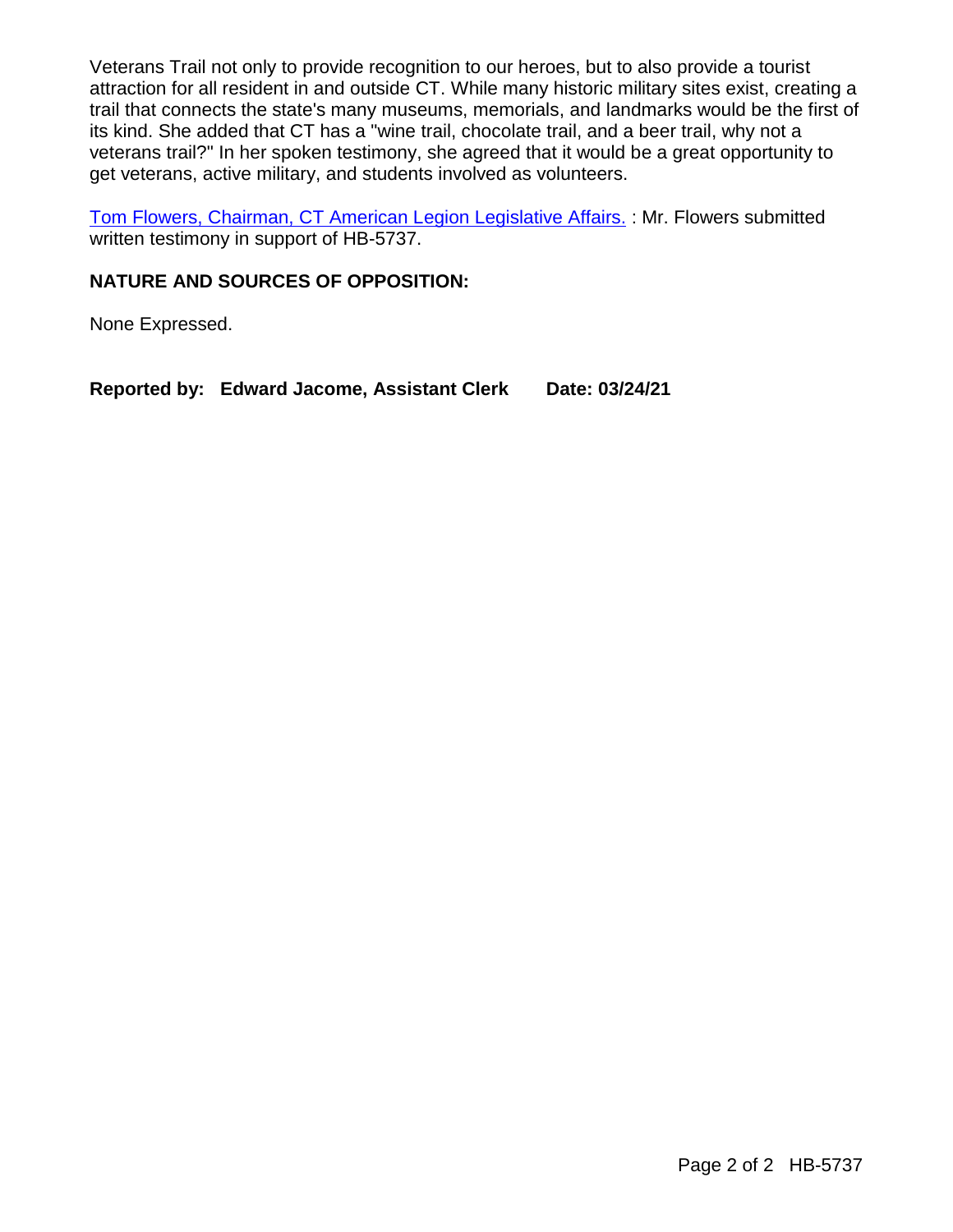Veterans Trail not only to provide recognition to our heroes, but to also provide a tourist attraction for all resident in and outside CT. While many historic military sites exist, creating a trail that connects the state's many museums, memorials, and landmarks would be the first of its kind. She added that CT has a "wine trail, chocolate trail, and a beer trail, why not a veterans trail?" In her spoken testimony, she agreed that it would be a great opportunity to get veterans, active military, and students involved as volunteers.

Tom Flowers, Chairman, CT American Legion Legislative Affairs. : Mr. Flowers submitted written testimony in support of HB-5737.

**NATURE AND SOURCES OF OPPOSITION:**

None Expressed.

**Reported by: Edward Jacome, Assistant Clerk     Date: 03/24/21**